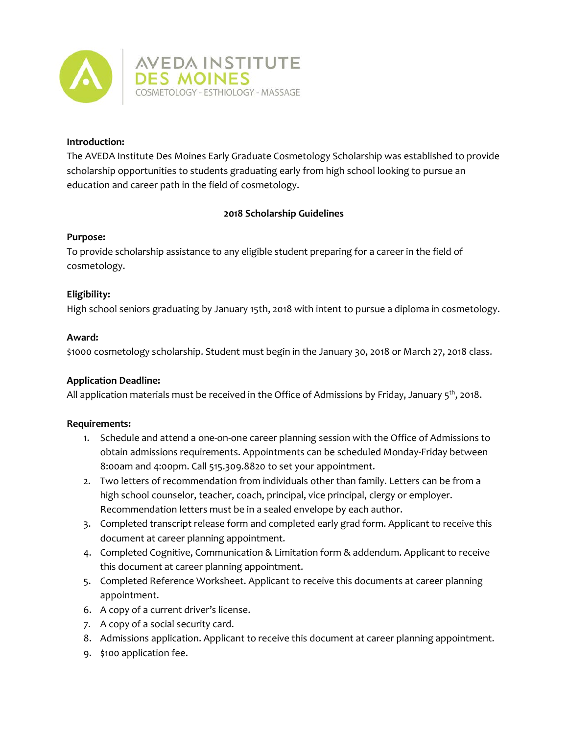AVEDA INSTITUTE
DES MOINES
COSMETOLOGY - ESTHIOLOGY - MASSAGE

**Introduction:**
The AVEDA Institute Des Moines Early Graduate Cosmetology Scholarship was established to provide scholarship opportunities to students graduating early from high school looking to pursue an education and career path in the field of cosmetology.

## 2018 Scholarship Guidelines

**Purpose:**
To provide scholarship assistance to any eligible student preparing for a career in the field of cosmetology.

**Eligibility:**
High school seniors graduating by January 15th, 2018 with intent to pursue a diploma in cosmetology.

**Award:**
$1000 cosmetology scholarship. Student must begin in the January 30, 2018 or March 27, 2018 class.

**Application Deadline:**
All application materials must be received in the Office of Admissions by Friday, January 5th, 2018.

**Requirements:**

1. Schedule and attend a one-on-one career planning session with the Office of Admissions to obtain admissions requirements. Appointments can be scheduled Monday-Friday between 8:00am and 4:00pm. Call 515.309.8820 to set your appointment.
2. Two letters of recommendation from individuals other than family. Letters can be from a high school counselor, teacher, coach, principal, vice principal, clergy or employer. Recommendation letters must be in a sealed envelope by each author.
3. Completed transcript release form and completed early grad form. Applicant to receive this document at career planning appointment.
4. Completed Cognitive, Communication & Limitation form & addendum. Applicant to receive this document at career planning appointment.
5. Completed Reference Worksheet. Applicant to receive this documents at career planning appointment.
6. A copy of a current driver's license.
7. A copy of a social security card.
8. Admissions application. Applicant to receive this document at career planning appointment.
9. $100 application fee.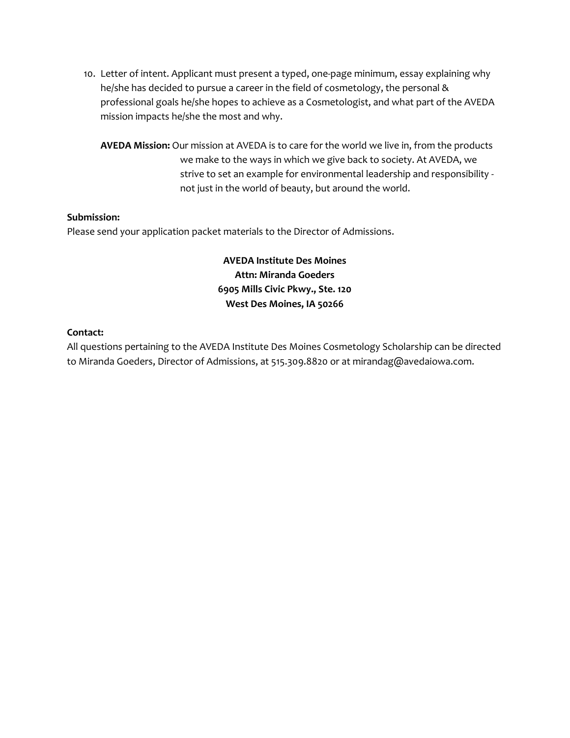10. Letter of intent. Applicant must present a typed, one-page minimum, essay explaining why he/she has decided to pursue a career in the field of cosmetology, the personal & professional goals he/she hopes to achieve as a Cosmetologist, and what part of the AVEDA mission impacts he/she the most and why.

    **AVEDA Mission:** Our mission at AVEDA is to care for the world we live in, from the products we make to the ways in which we give back to society. At AVEDA, we strive to set an example for environmental leadership and responsibility - not just in the world of beauty, but around the world.

**Submission:**
Please send your application packet materials to the Director of Admissions.

**AVEDA Institute Des Moines**
**Attn: Miranda Goeders**
**6905 Mills Civic Pkwy., Ste. 120**
**West Des Moines, IA 50266**

**Contact:**
All questions pertaining to the AVEDA Institute Des Moines Cosmetology Scholarship can be directed to Miranda Goeders, Director of Admissions, at 515.309.8820 or at mirandag@avedaiowa.com.